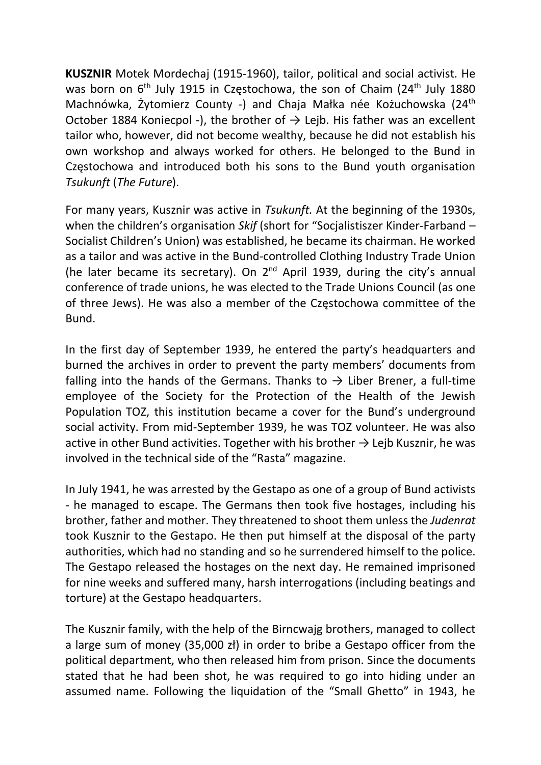**KUSZNIR** Motek Mordechaj (1915-1960), tailor, political and social activist. He was born on 6th July 1915 in Częstochowa, the son of Chaim (24th July 1880 Machnówka, Żytomierz County -) and Chaja Małka née Kożuchowska (24th October 1884 Koniecpol -), the brother of → Lejb. His father was an excellent tailor who, however, did not become wealthy, because he did not establish his own workshop and always worked for others. He belonged to the Bund in Częstochowa and introduced both his sons to the Bund youth organisation *Tsukunft* (*The Future*).

For many years, Kusznir was active in *Tsukunft.* At the beginning of the 1930s, when the children's organisation *Skif* (short for "Socjalistiszer Kinder-Farband – Socialist Children's Union) was established, he became its chairman. He worked as a tailor and was active in the Bund-controlled Clothing Industry Trade Union (he later became its secretary). On 2nd April 1939, during the city's annual conference of trade unions, he was elected to the Trade Unions Council (as one of three Jews). He was also a member of the Częstochowa committee of the Bund.

In the first day of September 1939, he entered the party's headquarters and burned the archives in order to prevent the party members' documents from falling into the hands of the Germans. Thanks to → Liber Brener, a full-time employee of the Society for the Protection of the Health of the Jewish Population TOZ, this institution became a cover for the Bund's underground social activity. From mid-September 1939, he was TOZ volunteer. He was also active in other Bund activities. Together with his brother → Lejb Kusznir, he was involved in the technical side of the "Rasta" magazine.

In July 1941, he was arrested by the Gestapo as one of a group of Bund activists - he managed to escape. The Germans then took five hostages, including his brother, father and mother. They threatened to shoot them unless the *Judenrat* took Kusznir to the Gestapo. He then put himself at the disposal of the party authorities, which had no standing and so he surrendered himself to the police. The Gestapo released the hostages on the next day. He remained imprisoned for nine weeks and suffered many, harsh interrogations (including beatings and torture) at the Gestapo headquarters.

The Kusznir family, with the help of the Birncwajg brothers, managed to collect a large sum of money (35,000 zł) in order to bribe a Gestapo officer from the political department, who then released him from prison. Since the documents stated that he had been shot, he was required to go into hiding under an assumed name. Following the liquidation of the "Small Ghetto" in 1943, he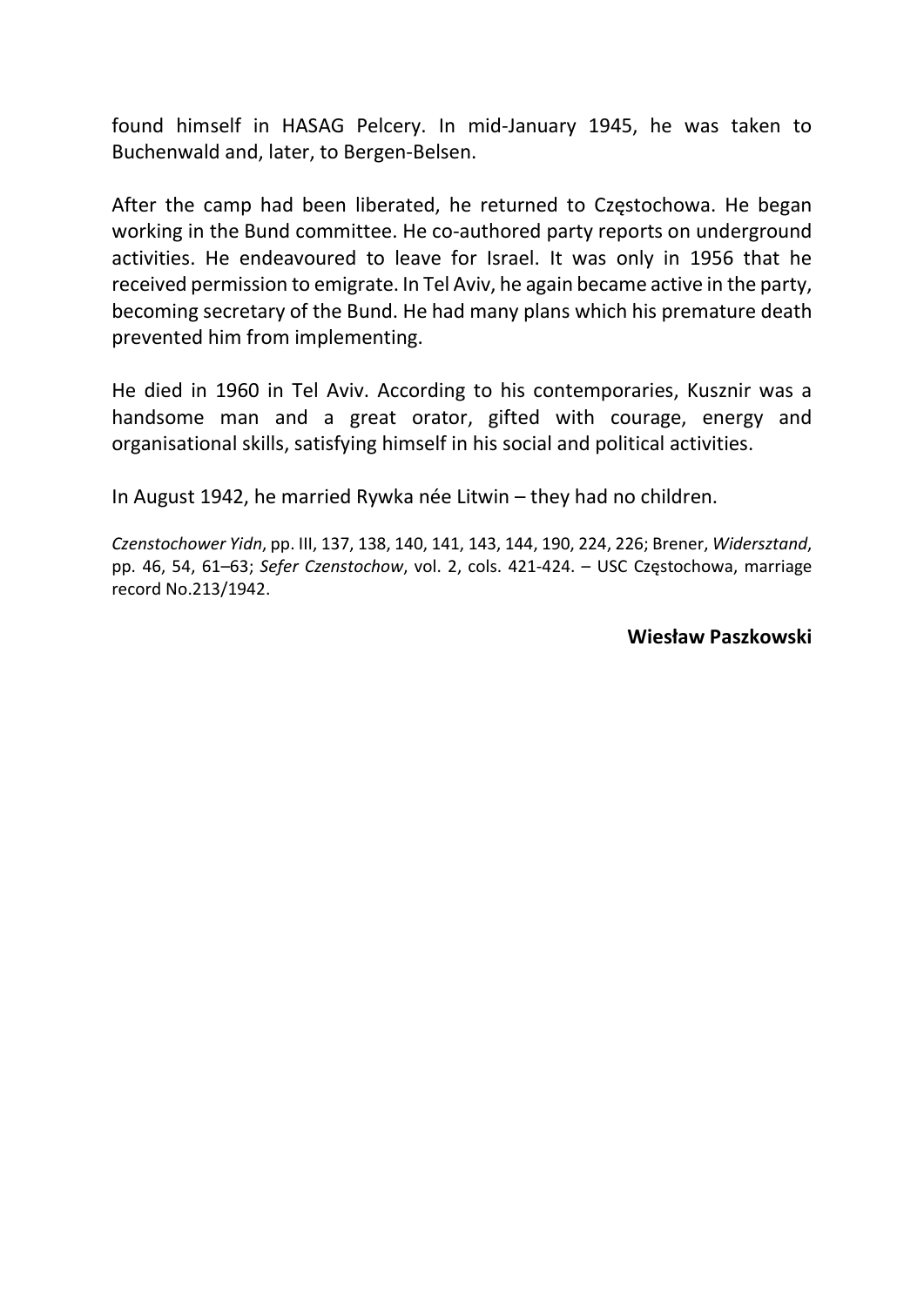found himself in HASAG Pelcery. In mid-January 1945, he was taken to Buchenwald and, later, to Bergen-Belsen.

After the camp had been liberated, he returned to Częstochowa. He began working in the Bund committee. He co-authored party reports on underground activities. He endeavoured to leave for Israel. It was only in 1956 that he received permission to emigrate. In Tel Aviv, he again became active in the party, becoming secretary of the Bund. He had many plans which his premature death prevented him from implementing.

He died in 1960 in Tel Aviv. According to his contemporaries, Kusznir was a handsome man and a great orator, gifted with courage, energy and organisational skills, satisfying himself in his social and political activities.

In August 1942, he married Rywka née Litwin – they had no children.

*Czenstochower Yidn*, pp. III, 137, 138, 140, 141, 143, 144, 190, 224, 226; Brener, *Widersztand*, pp. 46, 54, 61–63; *Sefer Czenstochow*, vol. 2, cols. 421-424. – USC Częstochowa, marriage record No.213/1942.

**Wiesław Paszkowski**